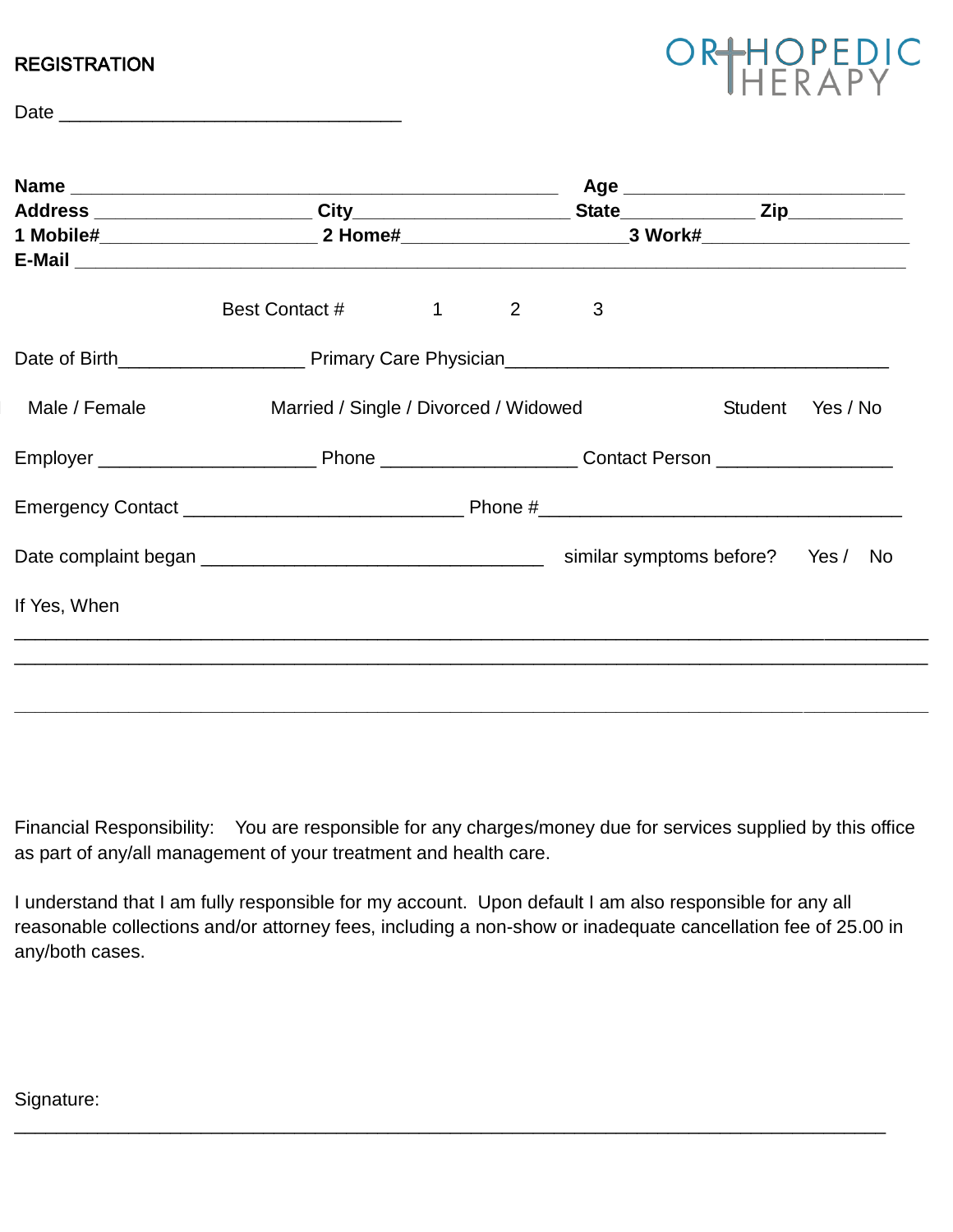# REGISTRATION

ORTHOPEDIC THERAPY

Date ________________________________

**Name** _____________________________________________ **Age** ________________________

**Address** ____________________ **City**____________________ **State**____________ **Zip**__________

**1 Mobile#**____________________ **2 Home#**_____________________**3 Work#**___________________

**E-Mail** ___________________________________________________________________________

Best Contact # 1 2 3

Date of Birth_________________ Primary Care Physician_________________________________

Male / Female Married / Single / Divorced / Widowed Student Yes / No

Employer ____________________ Phone __________________ Contact Person ________________

Emergency Contact __________________________ Phone #__________________________________

Date complaint began ________________________________ similar symptoms before? Yes / No

If Yes, When

_______________________________________________________________________________________

_______________________________________________________________________________________

_______________________________________________________________________________________

Financial Responsibility: You are responsible for any charges/money due for services supplied by this office as part of any/all management of your treatment and health care.

I understand that I am fully responsible for my account. Upon default I am also responsible for any all reasonable collections and/or attorney fees, including a non-show or inadequate cancellation fee of 25.00 in any/both cases.

Signature:

_______________________________________________________________________________________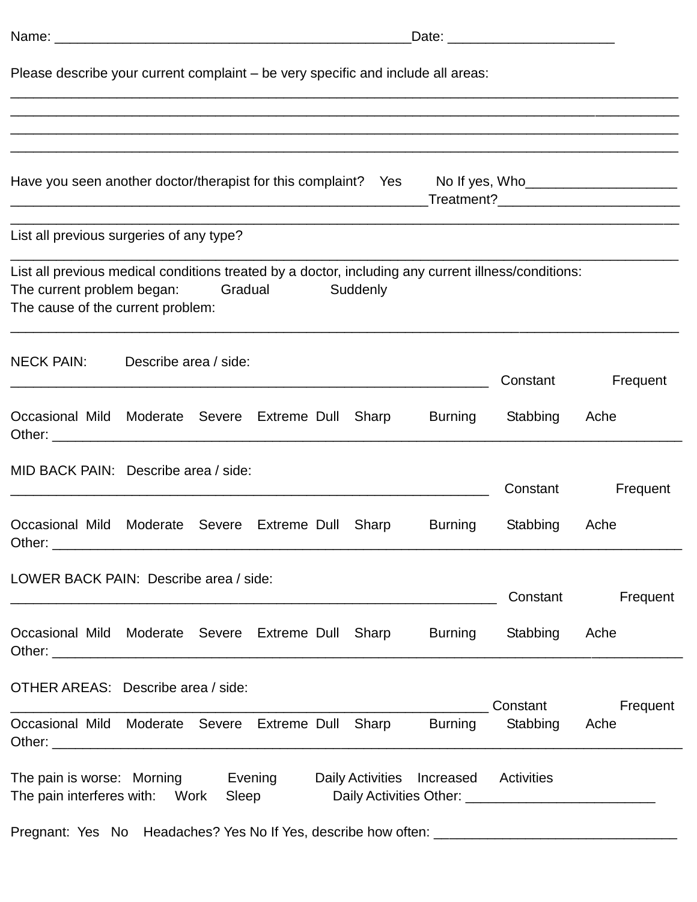Name: _______________________________________________ Date: ______________________

Please describe your current complaint – be very specific and include all areas:

___________________________________________________________________________________________

___________________________________________________________________________________________

___________________________________________________________________________________________

___________________________________________________________________________________________

Have you seen another doctor/therapist for this complaint? Yes No If yes, Who____________________

________________________________________________________Treatment?________________________

___________________________________________________________________________________________

List all previous surgeries of any type?

___________________________________________________________________________________________

List all previous medical conditions treated by a doctor, including any current illness/conditions:

The current problem began: Gradual Suddenly

The cause of the current problem:

___________________________________________________________________________________________

NECK PAIN: Describe area / side:

________________________________________________________________ Constant Frequent

Occasional Mild Moderate Severe Extreme Dull Sharp Burning Stabbing Ache

Other: ______________________________________________________________________________________

MID BACK PAIN: Describe area / side:

________________________________________________________________ Constant Frequent

Occasional Mild Moderate Severe Extreme Dull Sharp Burning Stabbing Ache

Other: ______________________________________________________________________________________

LOWER BACK PAIN: Describe area / side:

________________________________________________________________ Constant Frequent

Occasional Mild Moderate Severe Extreme Dull Sharp Burning Stabbing Ache

Other: ______________________________________________________________________________________

OTHER AREAS: Describe area / side:

________________________________________________________________ Constant Frequent

Occasional Mild Moderate Severe Extreme Dull Sharp Burning Stabbing Ache

Other: ______________________________________________________________________________________

The pain is worse: Morning Evening Daily Activities Increased Activities

The pain interferes with: Work Sleep Daily Activities Other: _________________________

Pregnant: Yes No Headaches? Yes No If Yes, describe how often: ________________________________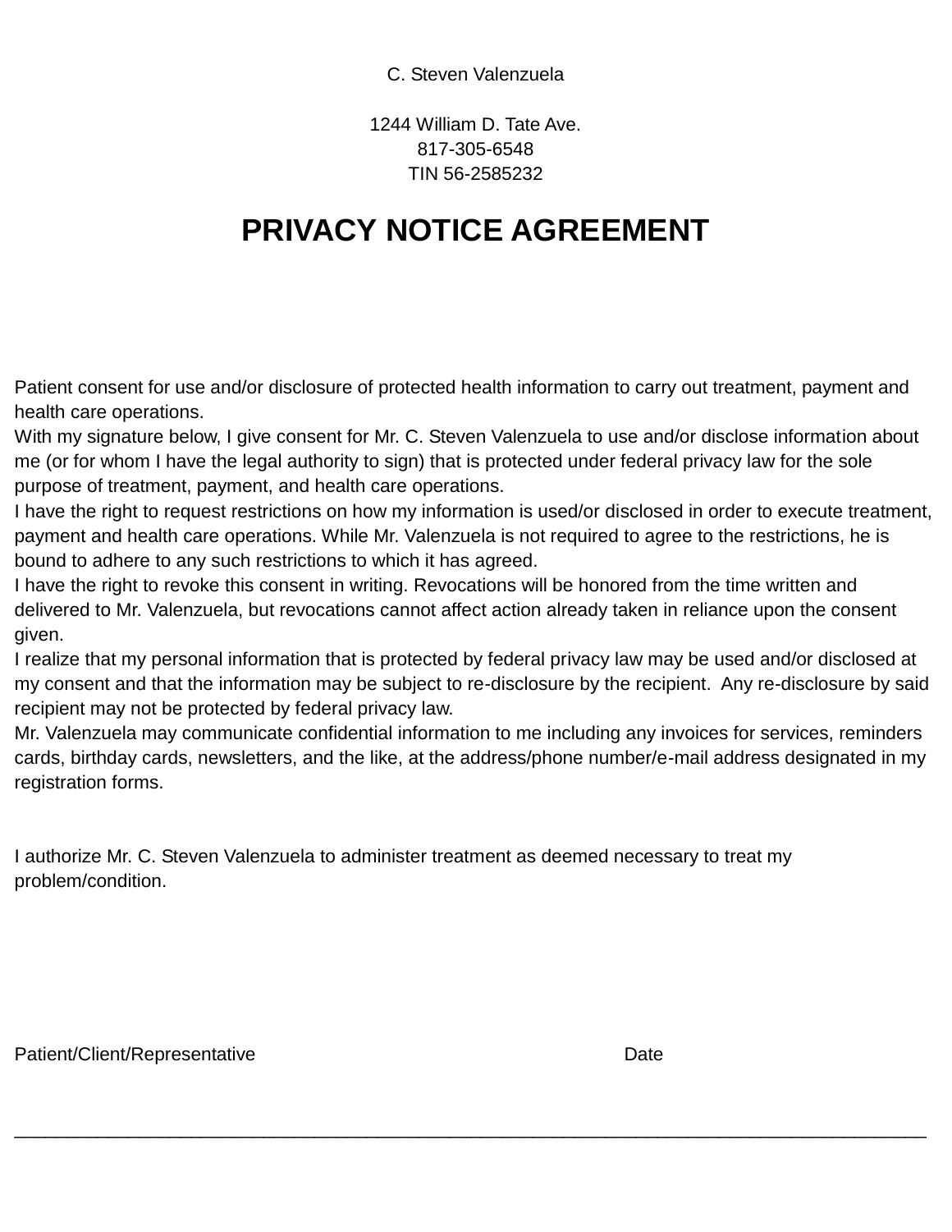C. Steven Valenzuela

1244 William D. Tate Ave.
817-305-6548
TIN 56-2585232

# PRIVACY NOTICE AGREEMENT

Patient consent for use and/or disclosure of protected health information to carry out treatment, payment and health care operations.
With my signature below, I give consent for Mr. C. Steven Valenzuela to use and/or disclose information about me (or for whom I have the legal authority to sign) that is protected under federal privacy law for the sole purpose of treatment, payment, and health care operations.
I have the right to request restrictions on how my information is used/or disclosed in order to execute treatment, payment and health care operations. While Mr. Valenzuela is not required to agree to the restrictions, he is bound to adhere to any such restrictions to which it has agreed.
I have the right to revoke this consent in writing. Revocations will be honored from the time written and delivered to Mr. Valenzuela, but revocations cannot affect action already taken in reliance upon the consent given.
I realize that my personal information that is protected by federal privacy law may be used and/or disclosed at my consent and that the information may be subject to re-disclosure by the recipient. Any re-disclosure by said recipient may not be protected by federal privacy law.
Mr. Valenzuela may communicate confidential information to me including any invoices for services, reminders cards, birthday cards, newsletters, and the like, at the address/phone number/e-mail address designated in my registration forms.

I authorize Mr. C. Steven Valenzuela to administer treatment as deemed necessary to treat my problem/condition.

Patient/Client/Representative                                        Date

_______________________________________________________________________________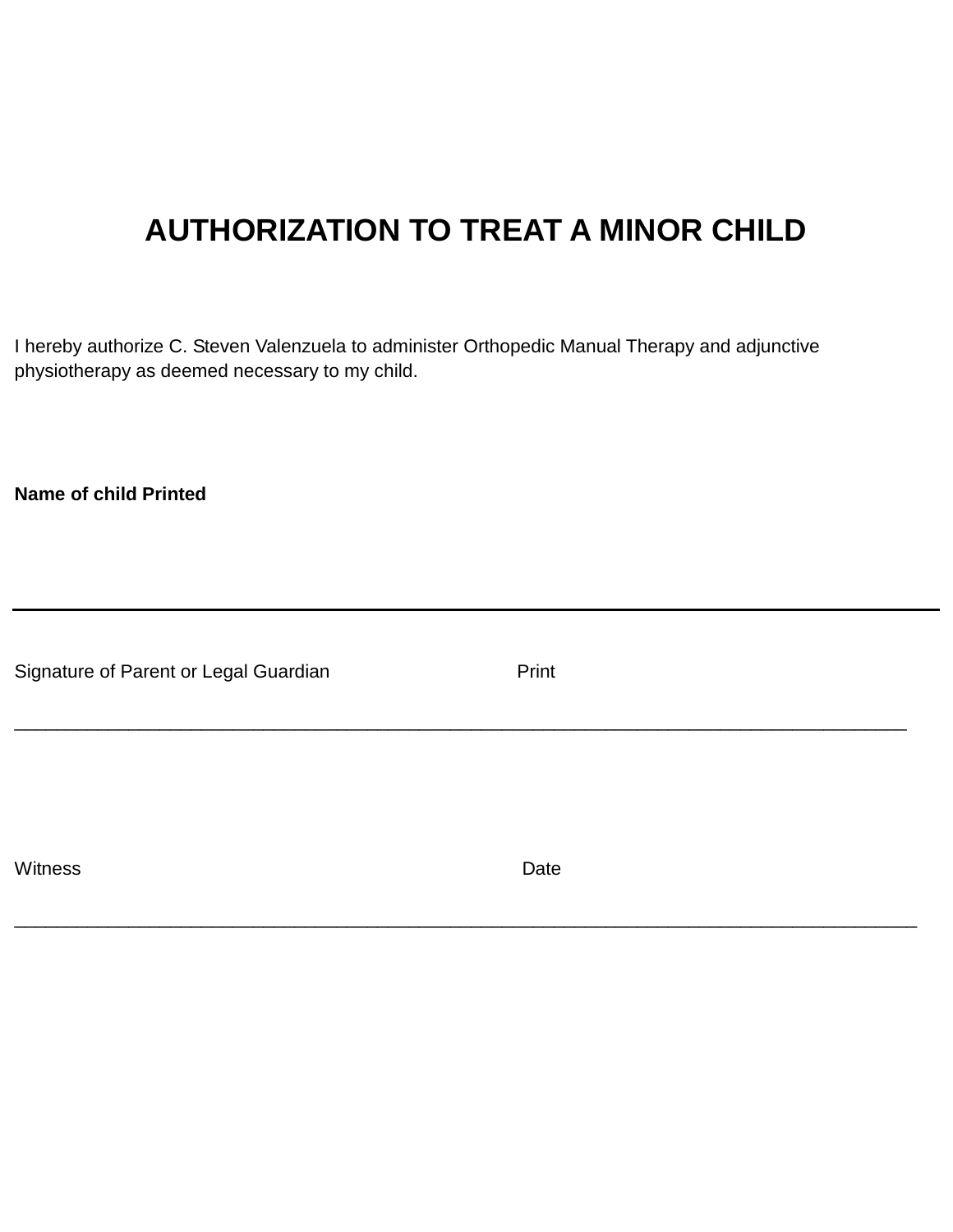# AUTHORIZATION TO TREAT A MINOR CHILD

I hereby authorize C. Steven Valenzuela to administer Orthopedic Manual Therapy and adjunctive physiotherapy as deemed necessary to my child.

**Name of child Printed**

---

Signature of Parent or Legal Guardian Print

_______________________________________________________________________________________

Witness Date

_______________________________________________________________________________________